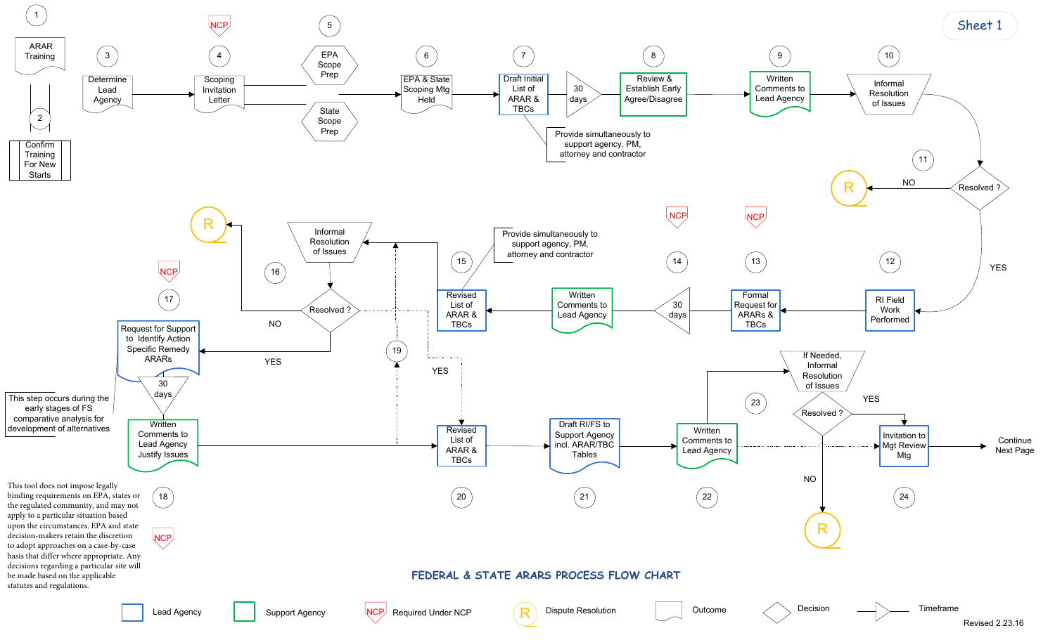Sheet 1

# FEDERAL & STATE ARARS PROCESS FLOW CHART

1. ARAR Training
2. Confirm Training For New Starts
3. Determine Lead Agency
4. Scoping Invitation Letter (NCP)
5. EPA Scope Prep / State Scope Prep
6. EPA & State Scoping Mtg Held
7. Draft Initial List of ARAR & TBCs — Provide simultaneously to support agency, PM, attorney and contractor
   - 30 days
8. Review & Establish Early Agree/Disagree
9. Written Comments to Lead Agency
10. Informal Resolution of Issues
11. Resolved ?
    - NO → R
    - YES → 12
12. RI Field Work Performed
13. Formal Request for ARARs & TBCs (NCP)
14. 30 days (NCP)
    - Written Comments to Lead Agency
15. Revised List of ARAR & TBCs — Provide simultaneously to support agency, PM, attorney and contractor
16. Informal Resolution of Issues
    - Resolved ?
    - NO → R
    - YES → 17
17. Request for Support to Identify Action Specific Remedy ARARs (NCP) — This step occurs during the early stages of FS comparative analysis for development of alternatives
    - 30 days
18. Written Comments to Lead Agency Justify Issues (NCP)
19. (connector) YES
20. Revised List of ARAR & TBCs
21. Draft RI/FS to Support Agency incl. ARAR/TBC Tables
22. Written Comments to Lead Agency
23. If Needed, Informal Resolution of Issues
    - Resolved ?
    - YES → 24
    - NO → R
24. Invitation to Mgt Review Mtg → Continue Next Page

This tool does not impose legally binding requirements on EPA, states or the regulated community, and may not apply to a particular situation based upon the circumstances. EPA and state decision-makers retain the discretion to adopt approaches on a case-by-case basis that differ where appropriate. Any decisions regarding a particular site will be made based on the applicable statutes and regulations.

**Legend:** Lead Agency | Support Agency | NCP Required Under NCP | R Dispute Resolution | Outcome | Decision | Timeframe

Revised 2.23.16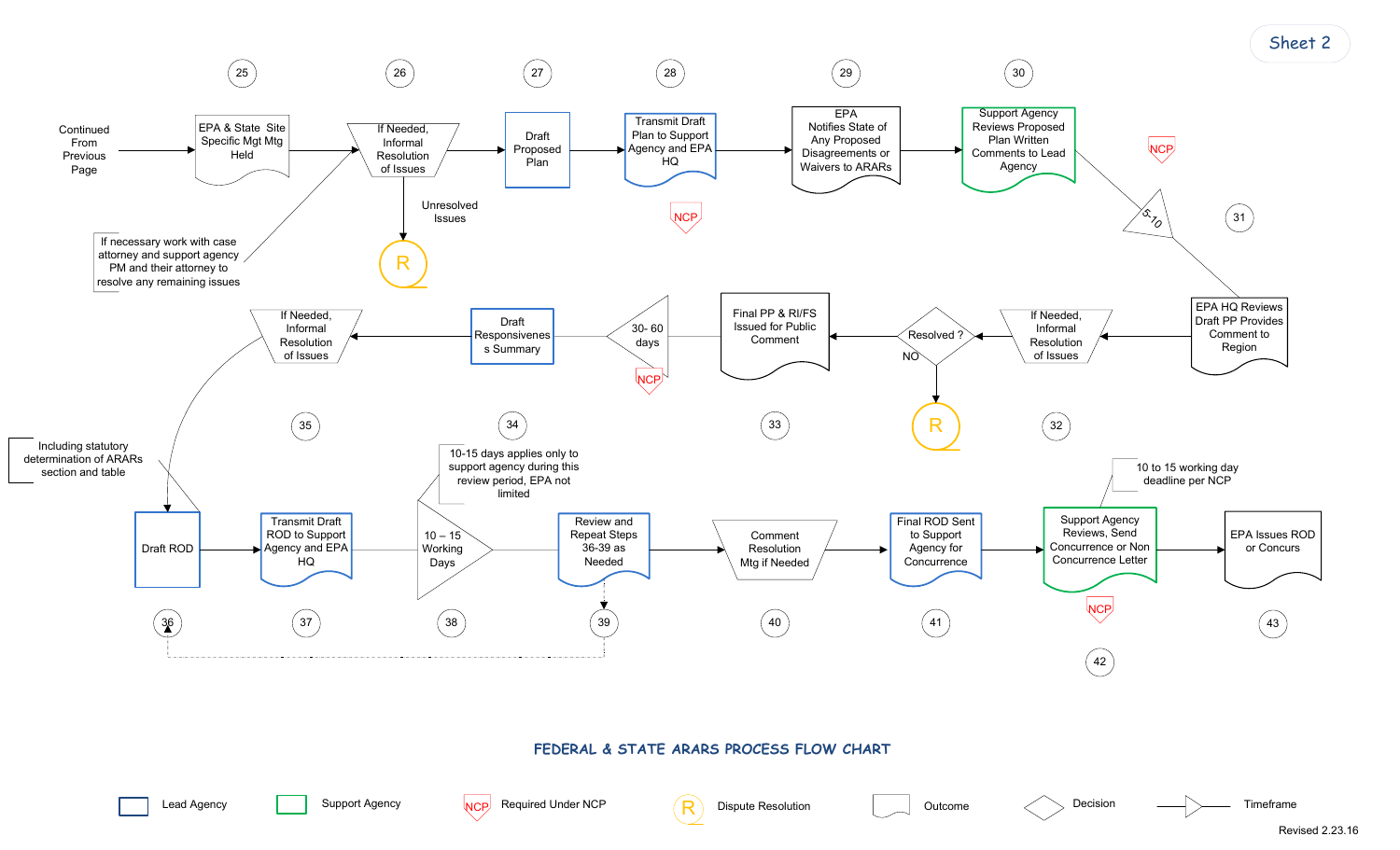Sheet 2

25 — EPA & State Site Specific Mgt Mtg Held

Continued From Previous Page

26 — If Needed, Informal Resolution of Issues

Unresolved Issues

R

If necessary work with case attorney and support agency PM and their attorney to resolve any remaining issues

27 — Draft Proposed Plan

28 — Transmit Draft Plan to Support Agency and EPA HQ

NCP

29 — EPA Notifies State of Any Proposed Disagreements or Waivers to ARARs

30 — Support Agency Reviews Proposed Plan Written Comments to Lead Agency

NCP

5-10

31 — EPA HQ Reviews Draft PP Provides Comment to Region

32 — If Needed, Informal Resolution of Issues

Resolved ?

NO

R

33 — Final PP & RI/FS Issued for Public Comment

30- 60 days

NCP

34 — Draft Responsiveness Summary

35 — If Needed, Informal Resolution of Issues

Including statutory determination of ARARs section and table

36 — Draft ROD

37 — Transmit Draft ROD to Support Agency and EPA HQ

38 — 10 – 15 Working Days

10-15 days applies only to support agency during this review period, EPA not limited

39 — Review and Repeat Steps 36-39 as Needed

40 — Comment Resolution Mtg if Needed

41 — Final ROD Sent to Support Agency for Concurrence

42 — Support Agency Reviews, Send Concurrence or Non Concurrence Letter

NCP

10 to 15 working day deadline per NCP

43 — EPA Issues ROD or Concurs

## FEDERAL & STATE ARARS PROCESS FLOW CHART

Lead Agency | Support Agency | NCP Required Under NCP | R Dispute Resolution | Outcome | Decision | Timeframe

Revised 2.23.16